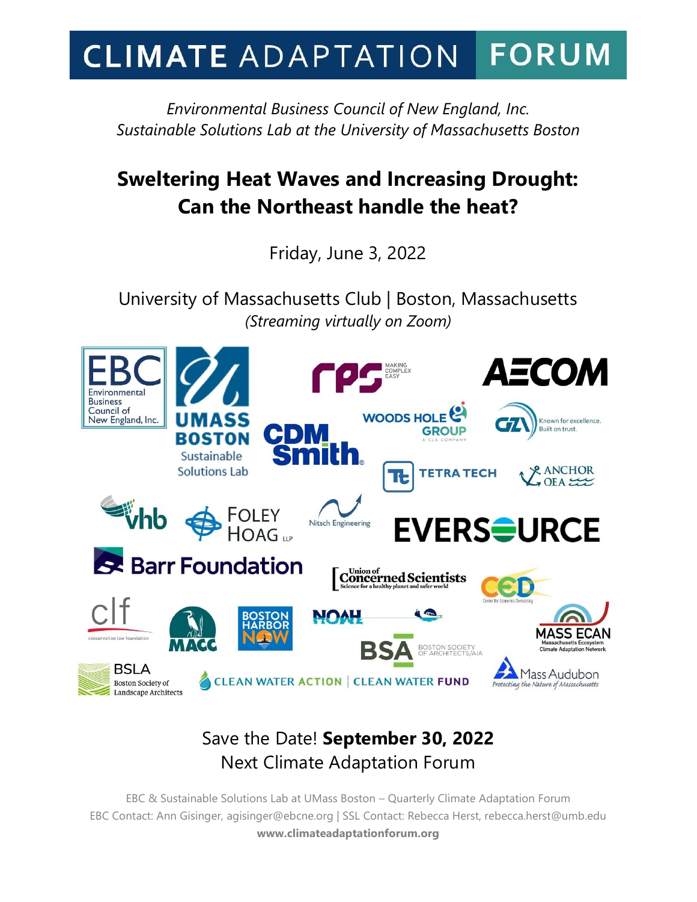# CLIMATE ADAPTATION FORUM

*Environmental Business Council of New England, Inc.*
*Sustainable Solutions Lab at the University of Massachusetts Boston*

## Sweltering Heat Waves and Increasing Drought: Can the Northeast handle the heat?

Friday, June 3, 2022

University of Massachusetts Club | Boston, Massachusetts
*(Streaming virtually on Zoom)*

Save the Date! **September 30, 2022**
Next Climate Adaptation Forum

EBC & Sustainable Solutions Lab at UMass Boston – Quarterly Climate Adaptation Forum
EBC Contact: Ann Gisinger, agisinger@ebcne.org | SSL Contact: Rebecca Herst, rebecca.herst@umb.edu
**www.climateadaptationforum.org**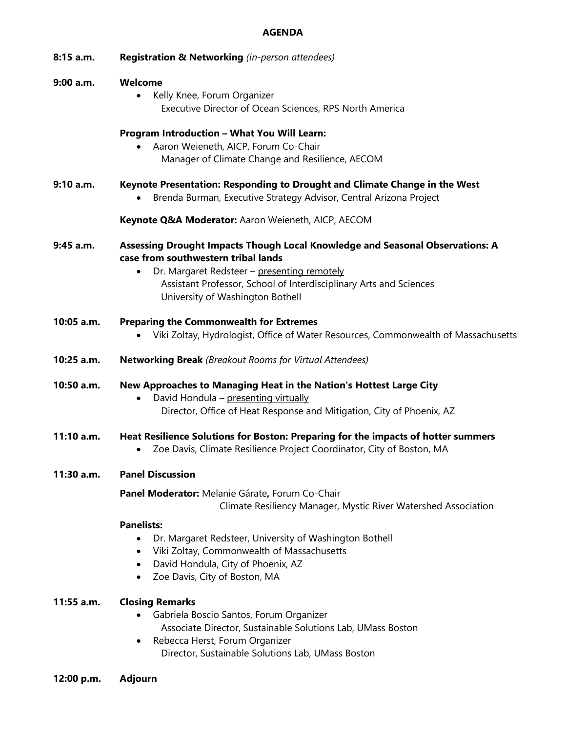# AGENDA

**8:15 a.m.** **Registration & Networking** *(in-person attendees)*

**9:00 a.m.** **Welcome**

- Kelly Knee, Forum Organizer
  Executive Director of Ocean Sciences, RPS North America

**Program Introduction – What You Will Learn:**

- Aaron Weieneth, AICP, Forum Co-Chair
  Manager of Climate Change and Resilience, AECOM

**9:10 a.m.** **Keynote Presentation: Responding to Drought and Climate Change in the West**

- Brenda Burman, Executive Strategy Advisor, Central Arizona Project

**Keynote Q&A Moderator:** Aaron Weieneth, AICP, AECOM

**9:45 a.m.** **Assessing Drought Impacts Though Local Knowledge and Seasonal Observations: A case from southwestern tribal lands**

- Dr. Margaret Redsteer – presenting remotely
  Assistant Professor, School of Interdisciplinary Arts and Sciences
  University of Washington Bothell

**10:05 a.m.** **Preparing the Commonwealth for Extremes**

- Viki Zoltay, Hydrologist, Office of Water Resources, Commonwealth of Massachusetts

**10:25 a.m.** **Networking Break** *(Breakout Rooms for Virtual Attendees)*

**10:50 a.m.** **New Approaches to Managing Heat in the Nation's Hottest Large City**

- David Hondula – presenting virtually
  Director, Office of Heat Response and Mitigation, City of Phoenix, AZ

**11:10 a.m.** **Heat Resilience Solutions for Boston: Preparing for the impacts of hotter summers**

- Zoe Davis, Climate Resilience Project Coordinator, City of Boston, MA

**11:30 a.m.** **Panel Discussion**

**Panel Moderator:** Melanie Gárate**,** Forum Co-Chair
Climate Resiliency Manager, Mystic River Watershed Association

**Panelists:**

- Dr. Margaret Redsteer, University of Washington Bothell
- Viki Zoltay, Commonwealth of Massachusetts
- David Hondula, City of Phoenix, AZ
- Zoe Davis, City of Boston, MA

**11:55 a.m.** **Closing Remarks**

- Gabriela Boscio Santos, Forum Organizer
  Associate Director, Sustainable Solutions Lab, UMass Boston
- Rebecca Herst, Forum Organizer
  Director, Sustainable Solutions Lab, UMass Boston

**12:00 p.m.** **Adjourn**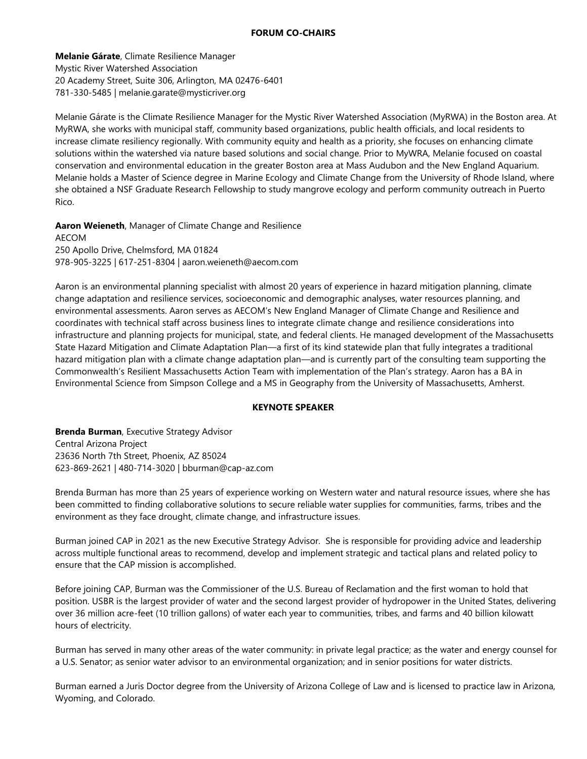## FORUM CO-CHAIRS

**Melanie Gárate**, Climate Resilience Manager
Mystic River Watershed Association
20 Academy Street, Suite 306, Arlington, MA 02476-6401
781-330-5485 | melanie.garate@mysticriver.org

Melanie Gárate is the Climate Resilience Manager for the Mystic River Watershed Association (MyRWA) in the Boston area. At MyRWA, she works with municipal staff, community based organizations, public health officials, and local residents to increase climate resiliency regionally. With community equity and health as a priority, she focuses on enhancing climate solutions within the watershed via nature based solutions and social change. Prior to MyWRA, Melanie focused on coastal conservation and environmental education in the greater Boston area at Mass Audubon and the New England Aquarium. Melanie holds a Master of Science degree in Marine Ecology and Climate Change from the University of Rhode Island, where she obtained a NSF Graduate Research Fellowship to study mangrove ecology and perform community outreach in Puerto Rico.

**Aaron Weieneth**, Manager of Climate Change and Resilience
AECOM
250 Apollo Drive, Chelmsford, MA 01824
978-905-3225 | 617-251-8304 | aaron.weieneth@aecom.com

Aaron is an environmental planning specialist with almost 20 years of experience in hazard mitigation planning, climate change adaptation and resilience services, socioeconomic and demographic analyses, water resources planning, and environmental assessments. Aaron serves as AECOM's New England Manager of Climate Change and Resilience and coordinates with technical staff across business lines to integrate climate change and resilience considerations into infrastructure and planning projects for municipal, state, and federal clients. He managed development of the Massachusetts State Hazard Mitigation and Climate Adaptation Plan—a first of its kind statewide plan that fully integrates a traditional hazard mitigation plan with a climate change adaptation plan—and is currently part of the consulting team supporting the Commonwealth's Resilient Massachusetts Action Team with implementation of the Plan's strategy. Aaron has a BA in Environmental Science from Simpson College and a MS in Geography from the University of Massachusetts, Amherst.

## KEYNOTE SPEAKER

**Brenda Burman**, Executive Strategy Advisor
Central Arizona Project
23636 North 7th Street, Phoenix, AZ 85024
623-869-2621 | 480-714-3020 | bburman@cap-az.com

Brenda Burman has more than 25 years of experience working on Western water and natural resource issues, where she has been committed to finding collaborative solutions to secure reliable water supplies for communities, farms, tribes and the environment as they face drought, climate change, and infrastructure issues.

Burman joined CAP in 2021 as the new Executive Strategy Advisor. She is responsible for providing advice and leadership across multiple functional areas to recommend, develop and implement strategic and tactical plans and related policy to ensure that the CAP mission is accomplished.

Before joining CAP, Burman was the Commissioner of the U.S. Bureau of Reclamation and the first woman to hold that position. USBR is the largest provider of water and the second largest provider of hydropower in the United States, delivering over 36 million acre-feet (10 trillion gallons) of water each year to communities, tribes, and farms and 40 billion kilowatt hours of electricity.

Burman has served in many other areas of the water community: in private legal practice; as the water and energy counsel for a U.S. Senator; as senior water advisor to an environmental organization; and in senior positions for water districts.

Burman earned a Juris Doctor degree from the University of Arizona College of Law and is licensed to practice law in Arizona, Wyoming, and Colorado.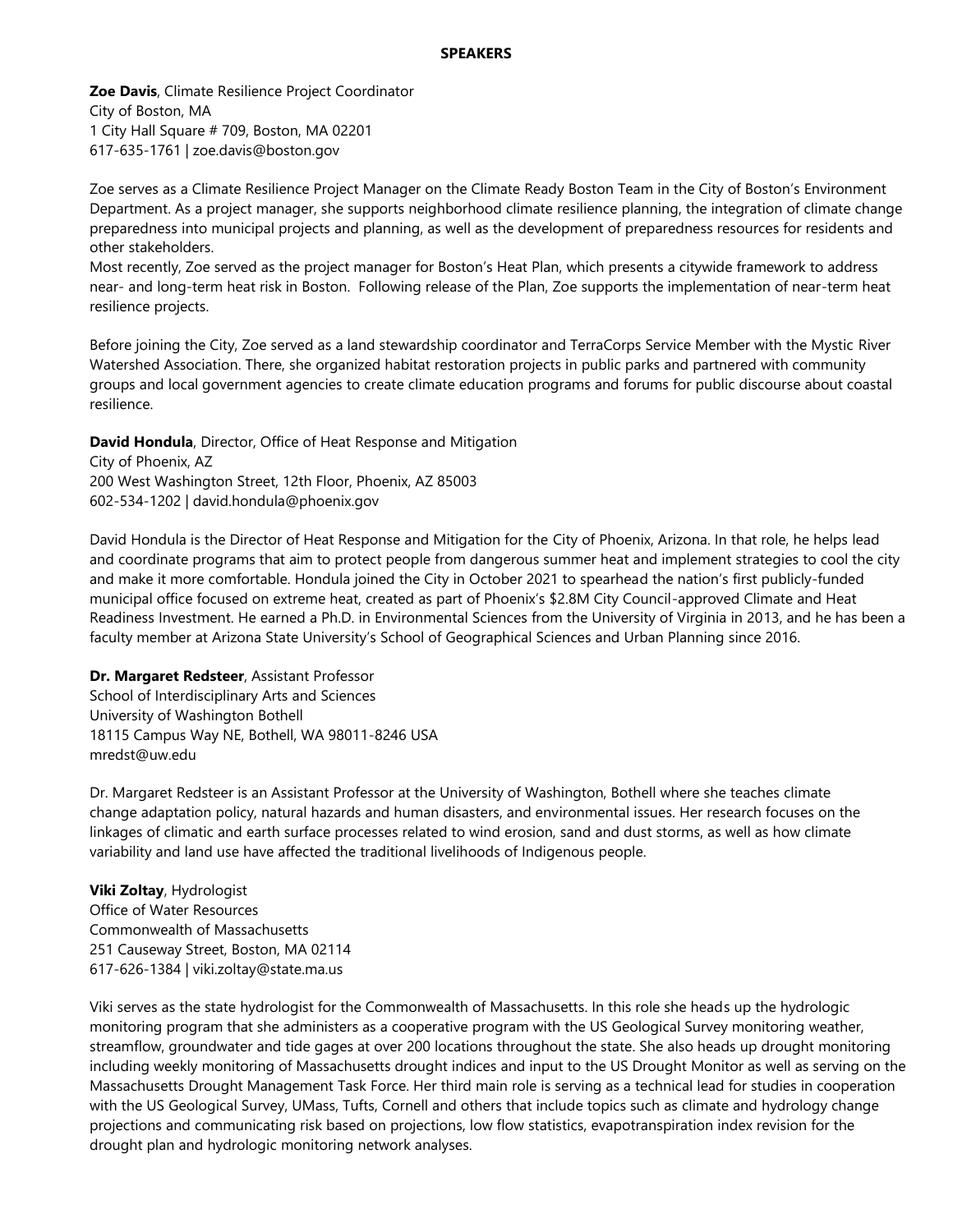## SPEAKERS

**Zoe Davis**, Climate Resilience Project Coordinator
City of Boston, MA
1 City Hall Square # 709, Boston, MA 02201
617-635-1761 | zoe.davis@boston.gov

Zoe serves as a Climate Resilience Project Manager on the Climate Ready Boston Team in the City of Boston's Environment Department. As a project manager, she supports neighborhood climate resilience planning, the integration of climate change preparedness into municipal projects and planning, as well as the development of preparedness resources for residents and other stakeholders.
Most recently, Zoe served as the project manager for Boston's Heat Plan, which presents a citywide framework to address near- and long-term heat risk in Boston. Following release of the Plan, Zoe supports the implementation of near-term heat resilience projects.

Before joining the City, Zoe served as a land stewardship coordinator and TerraCorps Service Member with the Mystic River Watershed Association. There, she organized habitat restoration projects in public parks and partnered with community groups and local government agencies to create climate education programs and forums for public discourse about coastal resilience.

**David Hondula**, Director, Office of Heat Response and Mitigation
City of Phoenix, AZ
200 West Washington Street, 12th Floor, Phoenix, AZ 85003
602-534-1202 | david.hondula@phoenix.gov

David Hondula is the Director of Heat Response and Mitigation for the City of Phoenix, Arizona. In that role, he helps lead and coordinate programs that aim to protect people from dangerous summer heat and implement strategies to cool the city and make it more comfortable. Hondula joined the City in October 2021 to spearhead the nation's first publicly-funded municipal office focused on extreme heat, created as part of Phoenix's $2.8M City Council-approved Climate and Heat Readiness Investment. He earned a Ph.D. in Environmental Sciences from the University of Virginia in 2013, and he has been a faculty member at Arizona State University's School of Geographical Sciences and Urban Planning since 2016.

**Dr. Margaret Redsteer**, Assistant Professor
School of Interdisciplinary Arts and Sciences
University of Washington Bothell
18115 Campus Way NE, Bothell, WA 98011-8246 USA
mredst@uw.edu

Dr. Margaret Redsteer is an Assistant Professor at the University of Washington, Bothell where she teaches climate change adaptation policy, natural hazards and human disasters, and environmental issues. Her research focuses on the linkages of climatic and earth surface processes related to wind erosion, sand and dust storms, as well as how climate variability and land use have affected the traditional livelihoods of Indigenous people.

**Viki Zoltay**, Hydrologist
Office of Water Resources
Commonwealth of Massachusetts
251 Causeway Street, Boston, MA 02114
617-626-1384 | viki.zoltay@state.ma.us

Viki serves as the state hydrologist for the Commonwealth of Massachusetts. In this role she heads up the hydrologic monitoring program that she administers as a cooperative program with the US Geological Survey monitoring weather, streamflow, groundwater and tide gages at over 200 locations throughout the state. She also heads up drought monitoring including weekly monitoring of Massachusetts drought indices and input to the US Drought Monitor as well as serving on the Massachusetts Drought Management Task Force. Her third main role is serving as a technical lead for studies in cooperation with the US Geological Survey, UMass, Tufts, Cornell and others that include topics such as climate and hydrology change projections and communicating risk based on projections, low flow statistics, evapotranspiration index revision for the drought plan and hydrologic monitoring network analyses.